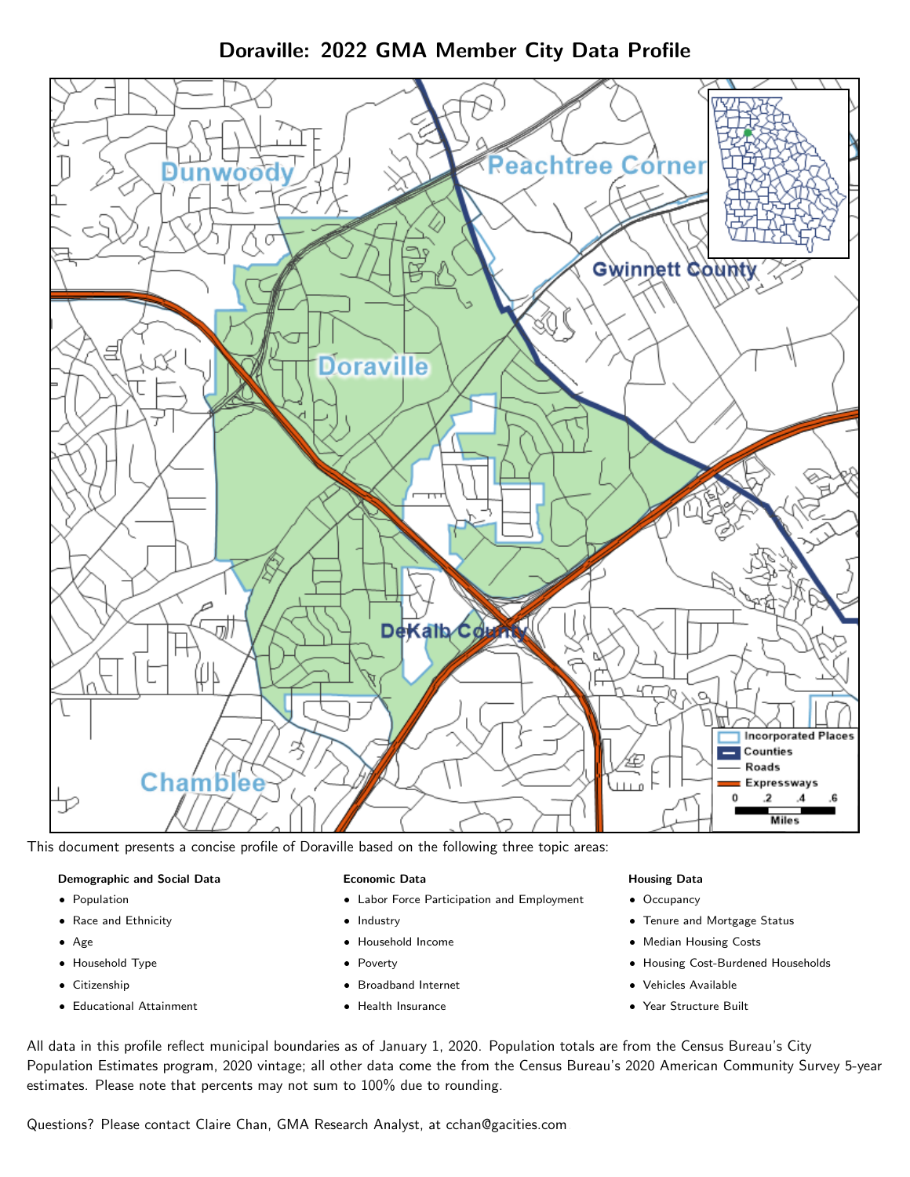# Doraville: 2022 GMA Member City Data Profile

This document presents a concise profile of Doraville based on the following three topic areas:

**Demographic and Social Data**

- Population
- Race and Ethnicity
- Age
- Household Type
- Citizenship
- Educational Attainment

**Economic Data**

- Labor Force Participation and Employment
- Industry
- Household Income
- Poverty
- Broadband Internet
- Health Insurance

**Housing Data**

- Occupancy
- Tenure and Mortgage Status
- Median Housing Costs
- Housing Cost-Burdened Households
- Vehicles Available
- Year Structure Built

All data in this profile reflect municipal boundaries as of January 1, 2020. Population totals are from the Census Bureau's City Population Estimates program, 2020 vintage; all other data come the from the Census Bureau's 2020 American Community Survey 5-year estimates. Please note that percents may not sum to 100% due to rounding.

Questions? Please contact Claire Chan, GMA Research Analyst, at cchan@gacities.com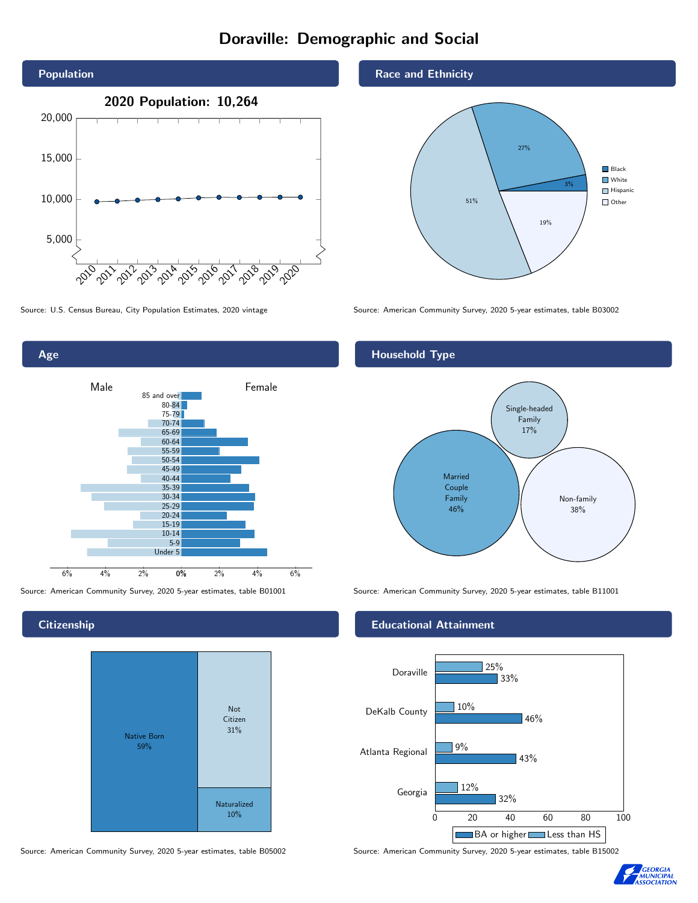# Doraville: Demographic and Social

## Population

**2020 Population: 10,264**

Source: U.S. Census Bureau, City Population Estimates, 2020 vintage

## Race and Ethnicity

| Race/Ethnicity | Percent |
|---|---|
| Black | 3% |
| White | 27% |
| Hispanic | 51% |
| Other | 19% |

Source: American Community Survey, 2020 5-year estimates, table B03002

## Age

Source: American Community Survey, 2020 5-year estimates, table B01001

## Household Type

| Household Type | Percent |
|---|---|
| Married Couple Family | 46% |
| Single-headed Family | 17% |
| Non-family | 38% |

Source: American Community Survey, 2020 5-year estimates, table B11001

## Citizenship

| Citizenship | Percent |
|---|---|
| Native Born | 59% |
| Not Citizen | 31% |
| Naturalized | 10% |

Source: American Community Survey, 2020 5-year estimates, table B05002

## Educational Attainment

| Area | Less than HS | BA or higher |
|---|---|---|
| Doraville | 25% | 33% |
| DeKalb County | 10% | 46% |
| Atlanta Regional | 9% | 43% |
| Georgia | 12% | 32% |

Source: American Community Survey, 2020 5-year estimates, table B15002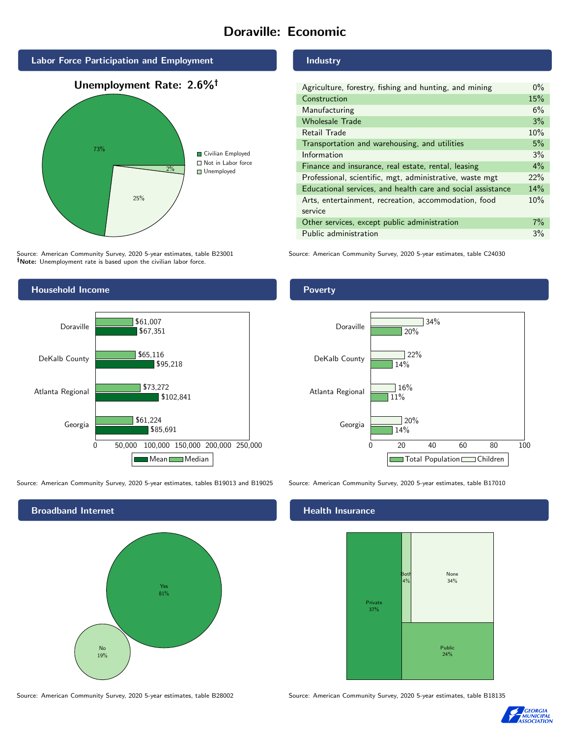# Doraville: Economic

## Labor Force Participation and Employment

**Unemployment Rate: 2.6%†**

| Category | Percent |
|---|---|
| Civilian Employed | 73% |
| Not in Labor force | 25% |
| Unemployed | 2% |

Source: American Community Survey, 2020 5-year estimates, table B23001
**†Note:** Unemployment rate is based upon the civilian labor force.

## Industry

| Industry | Percent |
|---|---|
| Agriculture, forestry, fishing and hunting, and mining | 0% |
| Construction | 15% |
| Manufacturing | 6% |
| Wholesale Trade | 3% |
| Retail Trade | 10% |
| Transportation and warehousing, and utilities | 5% |
| Information | 3% |
| Finance and insurance, real estate, rental, leasing | 4% |
| Professional, scientific, mgt, administrative, waste mgt | 22% |
| Educational services, and health care and social assistance | 14% |
| Arts, entertainment, recreation, accommodation, food service | 10% |
| Other services, except public administration | 7% |
| Public administration | 3% |

Source: American Community Survey, 2020 5-year estimates, table C24030

## Household Income

| Area | Median | Mean |
|---|---|---|
| Doraville | $61,007 | $67,351 |
| DeKalb County | $65,116 | $95,218 |
| Atlanta Regional | $73,272 | $102,841 |
| Georgia | $61,224 | $85,691 |

Source: American Community Survey, 2020 5-year estimates, tables B19013 and B19025

## Poverty

| Area | Children | Total Population |
|---|---|---|
| Doraville | 34% | 20% |
| DeKalb County | 22% | 14% |
| Atlanta Regional | 16% | 11% |
| Georgia | 20% | 14% |

Source: American Community Survey, 2020 5-year estimates, table B17010

## Broadband Internet

| Response | Percent |
|---|---|
| Yes | 81% |
| No | 19% |

Source: American Community Survey, 2020 5-year estimates, table B28002

## Health Insurance

| Type | Percent |
|---|---|
| Private | 37% |
| Both | 4% |
| None | 34% |
| Public | 24% |

Source: American Community Survey, 2020 5-year estimates, table B18135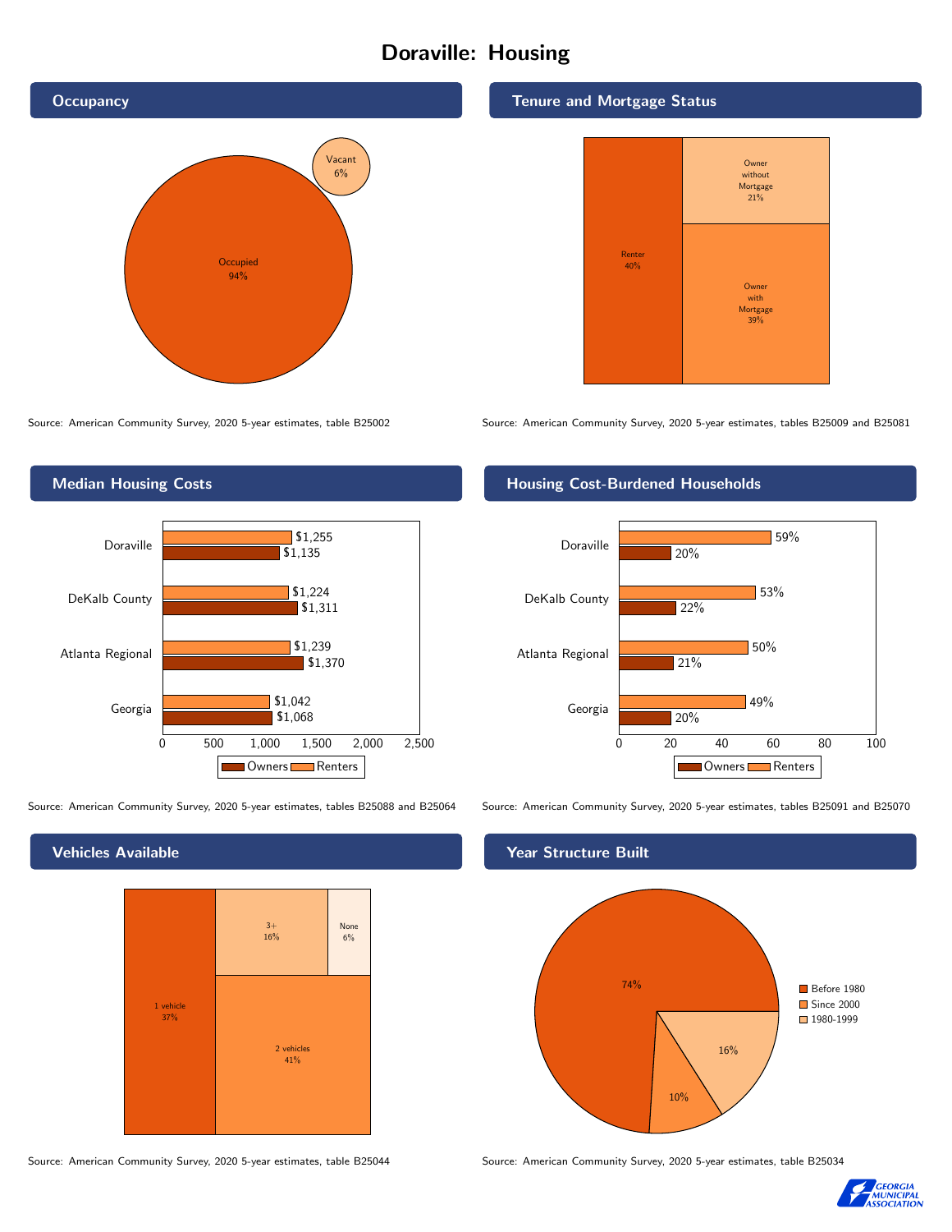# Doraville: Housing

## Occupancy

Vacant
6%

Occupied
94%

Source: American Community Survey, 2020 5-year estimates, table B25002

## Tenure and Mortgage Status

Renter
40%

Owner
without
Mortgage
21%

Owner
with
Mortgage
39%

Source: American Community Survey, 2020 5-year estimates, tables B25009 and B25081

## Median Housing Costs

Doraville
$1,255
$1,135

DeKalb County
$1,224
$1,311

Atlanta Regional
$1,239
$1,370

Georgia
$1,042
$1,068

0
500
1,000
1,500
2,000
2,500

Owners
Renters

Source: American Community Survey, 2020 5-year estimates, tables B25088 and B25064

## Housing Cost-Burdened Households

Doraville
59%
20%

DeKalb County
53%
22%

Atlanta Regional
50%
21%

Georgia
49%
20%

0
20
40
60
80
100

Owners
Renters

Source: American Community Survey, 2020 5-year estimates, tables B25091 and B25070

## Vehicles Available

1 vehicle
37%

3+
16%

None
6%

2 vehicles
41%

Source: American Community Survey, 2020 5-year estimates, table B25044

## Year Structure Built

74%

10%

16%

Before 1980
Since 2000
1980-1999

Source: American Community Survey, 2020 5-year estimates, table B25034